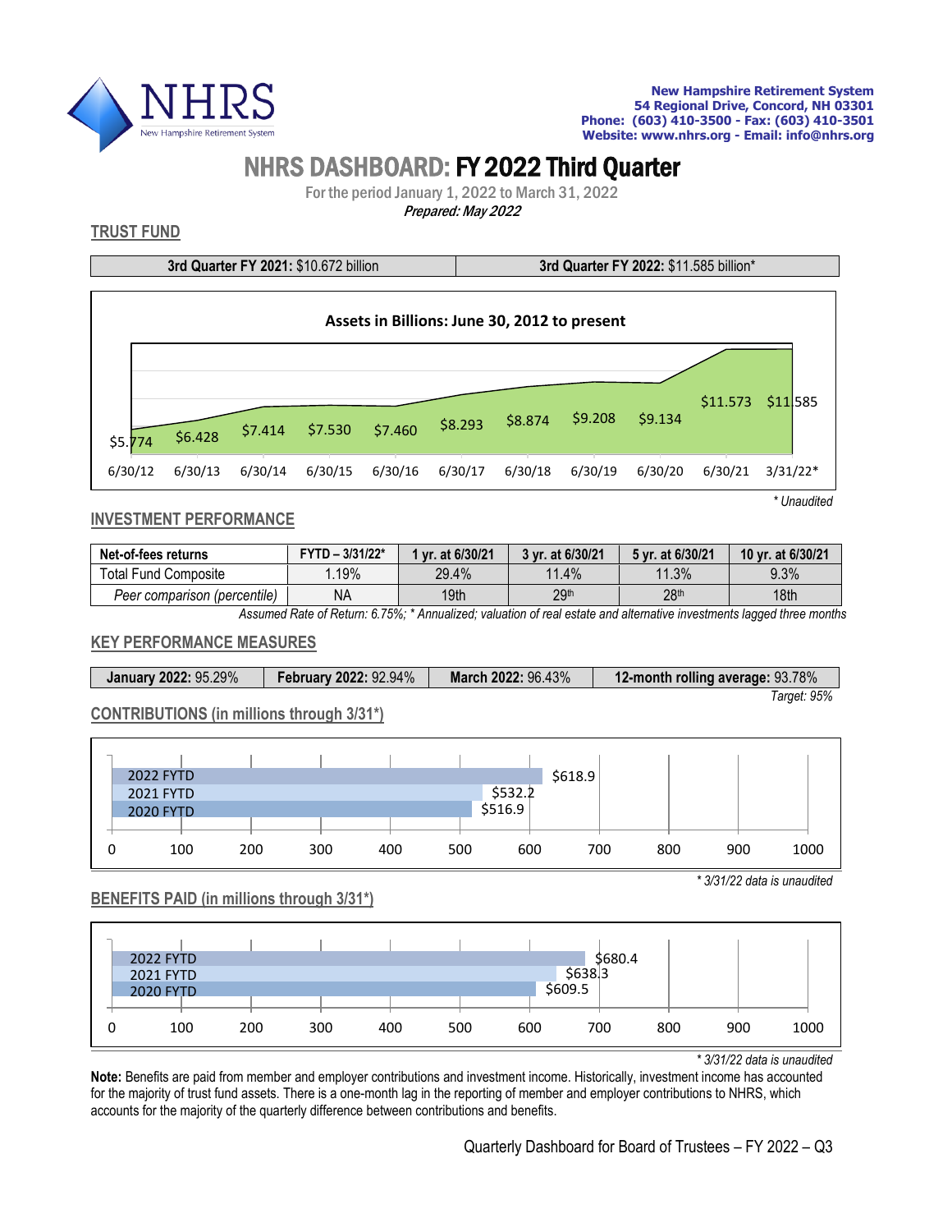**New Hampshire Retirement System**
**54 Regional Drive, Concord, NH 03301**
**Phone: (603) 410-3500 - Fax: (603) 410-3501**
**Website: www.nhrs.org - Email: info@nhrs.org**

# NHRS DASHBOARD: FY 2022 Third Quarter

For the period January 1, 2022 to March 31, 2022

***Prepared: May 2022***

## TRUST FUND

| **3rd Quarter FY 2021:** $10.672 billion | **3rd Quarter FY 2022:** $11.585 billion* |
|---|---|

**Assets in Billions: June 30, 2012 to present**

| 6/30/12 | 6/30/13 | 6/30/14 | 6/30/15 | 6/30/16 | 6/30/17 | 6/30/18 | 6/30/19 | 6/30/20 | 6/30/21 | 3/31/22* |
|---|---|---|---|---|---|---|---|---|---|---|
| $5.774 | $6.428 | $7.414 | $7.530 | $7.460 | $8.293 | $8.874 | $9.208 | $9.134 | $11.573 | $11.585 |

*\* Unaudited*

## INVESTMENT PERFORMANCE

| Net-of-fees returns | FYTD – 3/31/22* | 1 yr. at 6/30/21 | 3 yr. at 6/30/21 | 5 yr. at 6/30/21 | 10 yr. at 6/30/21 |
|---|---|---|---|---|---|
| Total Fund Composite | 1.19% | 29.4% | 11.4% | 11.3% | 9.3% |
| *Peer comparison (percentile)* | NA | 19th | 29th | 28th | 18th |

*Assumed Rate of Return: 6.75%; \* Annualized; valuation of real estate and alternative investments lagged three months*

## KEY PERFORMANCE MEASURES

| **January 2022:** 95.29% | **February 2022:** 92.94% | **March 2022:** 96.43% | **12-month rolling average:** 93.78% |
|---|---|---|---|

*Target: 95%*

## CONTRIBUTIONS (in millions through 3/31*)

| Period | Amount |
|---|---|
| 2022 FYTD | $618.9 |
| 2021 FYTD | $532.2 |
| 2020 FYTD | $516.9 |

*\* 3/31/22 data is unaudited*

## BENEFITS PAID (in millions through 3/31*)

| Period | Amount |
|---|---|
| 2022 FYTD | $680.4 |
| 2021 FYTD | $638.3 |
| 2020 FYTD | $609.5 |

*\* 3/31/22 data is unaudited*

**Note:** Benefits are paid from member and employer contributions and investment income. Historically, investment income has accounted for the majority of trust fund assets. There is a one-month lag in the reporting of member and employer contributions to NHRS, which accounts for the majority of the quarterly difference between contributions and benefits.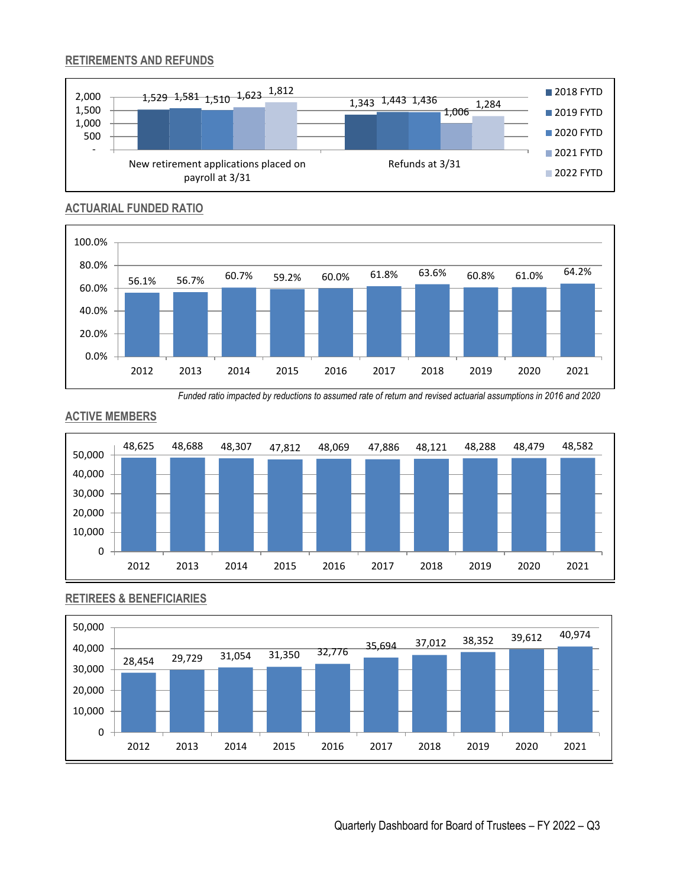## RETIREMENTS AND REFUNDS

2,000
1,500
1,000
500
-

1,529 1,581 1,510 1,623 1,812

1,343 1,443 1,436 1,006 1,284

New retirement applications placed on payroll at 3/31

Refunds at 3/31

2018 FYTD
2019 FYTD
2020 FYTD
2021 FYTD
2022 FYTD

## ACTUARIAL FUNDED RATIO

100.0%
80.0%
60.0%
40.0%
20.0%
0.0%

56.1% 56.7% 60.7% 59.2% 60.0% 61.8% 63.6% 60.8% 61.0% 64.2%

2012 2013 2014 2015 2016 2017 2018 2019 2020 2021

*Funded ratio impacted by reductions to assumed rate of return and revised actuarial assumptions in 2016 and 2020*

## ACTIVE MEMBERS

50,000
40,000
30,000
20,000
10,000
0

48,625 48,688 48,307 47,812 48,069 47,886 48,121 48,288 48,479 48,582

2012 2013 2014 2015 2016 2017 2018 2019 2020 2021

## RETIREES & BENEFICIARIES

50,000
40,000
30,000
20,000
10,000
0

28,454 29,729 31,054 31,350 32,776 35,694 37,012 38,352 39,612 40,974

2012 2013 2014 2015 2016 2017 2018 2019 2020 2021